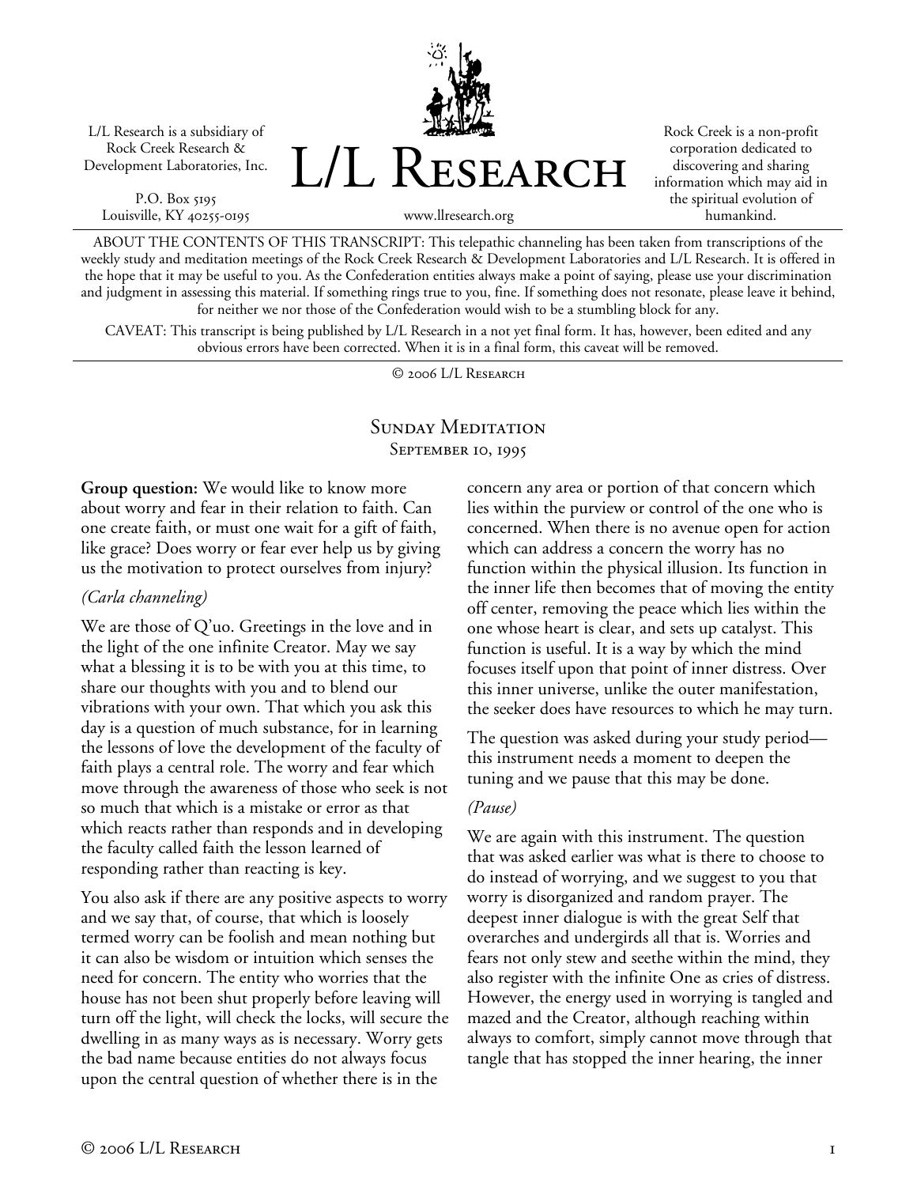L/L Research is a subsidiary of Rock Creek Research & Development Laboratories, Inc.

P.O. Box 5195
Louisville, KY 40255-0195

# L/L Research

www.llresearch.org

Rock Creek is a non-profit corporation dedicated to discovering and sharing information which may aid in the spiritual evolution of humankind.

ABOUT THE CONTENTS OF THIS TRANSCRIPT: This telepathic channeling has been taken from transcriptions of the weekly study and meditation meetings of the Rock Creek Research & Development Laboratories and L/L Research. It is offered in the hope that it may be useful to you. As the Confederation entities always make a point of saying, please use your discrimination and judgment in assessing this material. If something rings true to you, fine. If something does not resonate, please leave it behind, for neither we nor those of the Confederation would wish to be a stumbling block for any.

CAVEAT: This transcript is being published by L/L Research in a not yet final form. It has, however, been edited and any obvious errors have been corrected. When it is in a final form, this caveat will be removed.

© 2006 L/L Research

## Sunday Meditation
### September 10, 1995

**Group question:** We would like to know more about worry and fear in their relation to faith. Can one create faith, or must one wait for a gift of faith, like grace? Does worry or fear ever help us by giving us the motivation to protect ourselves from injury?

*(Carla channeling)*

We are those of Q'uo. Greetings in the love and in the light of the one infinite Creator. May we say what a blessing it is to be with you at this time, to share our thoughts with you and to blend our vibrations with your own. That which you ask this day is a question of much substance, for in learning the lessons of love the development of the faculty of faith plays a central role. The worry and fear which move through the awareness of those who seek is not so much that which is a mistake or error as that which reacts rather than responds and in developing the faculty called faith the lesson learned of responding rather than reacting is key.

You also ask if there are any positive aspects to worry and we say that, of course, that which is loosely termed worry can be foolish and mean nothing but it can also be wisdom or intuition which senses the need for concern. The entity who worries that the house has not been shut properly before leaving will turn off the light, will check the locks, will secure the dwelling in as many ways as is necessary. Worry gets the bad name because entities do not always focus upon the central question of whether there is in the concern any area or portion of that concern which lies within the purview or control of the one who is concerned. When there is no avenue open for action which can address a concern the worry has no function within the physical illusion. Its function in the inner life then becomes that of moving the entity off center, removing the peace which lies within the one whose heart is clear, and sets up catalyst. This function is useful. It is a way by which the mind focuses itself upon that point of inner distress. Over this inner universe, unlike the outer manifestation, the seeker does have resources to which he may turn.

The question was asked during your study period—this instrument needs a moment to deepen the tuning and we pause that this may be done.

*(Pause)*

We are again with this instrument. The question that was asked earlier was what is there to choose to do instead of worrying, and we suggest to you that worry is disorganized and random prayer. The deepest inner dialogue is with the great Self that overarches and undergirds all that is. Worries and fears not only stew and seethe within the mind, they also register with the infinite One as cries of distress. However, the energy used in worrying is tangled and mazed and the Creator, although reaching within always to comfort, simply cannot move through that tangle that has stopped the inner hearing, the inner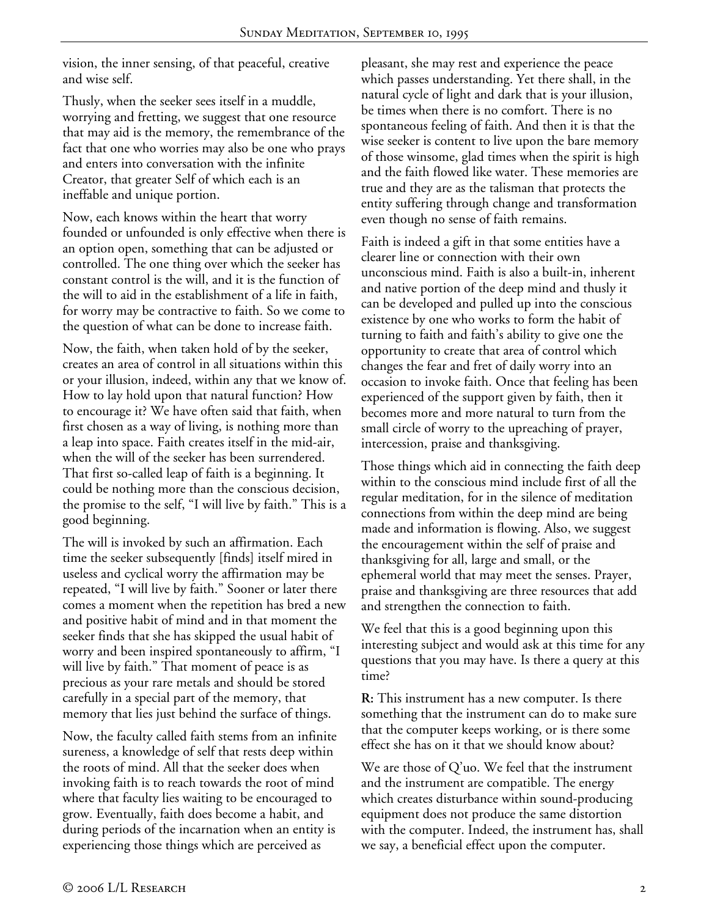vision, the inner sensing, of that peaceful, creative and wise self.

Thusly, when the seeker sees itself in a muddle, worrying and fretting, we suggest that one resource that may aid is the memory, the remembrance of the fact that one who worries may also be one who prays and enters into conversation with the infinite Creator, that greater Self of which each is an ineffable and unique portion.

Now, each knows within the heart that worry founded or unfounded is only effective when there is an option open, something that can be adjusted or controlled. The one thing over which the seeker has constant control is the will, and it is the function of the will to aid in the establishment of a life in faith, for worry may be contractive to faith. So we come to the question of what can be done to increase faith.

Now, the faith, when taken hold of by the seeker, creates an area of control in all situations within this or your illusion, indeed, within any that we know of. How to lay hold upon that natural function? How to encourage it? We have often said that faith, when first chosen as a way of living, is nothing more than a leap into space. Faith creates itself in the mid-air, when the will of the seeker has been surrendered. That first so-called leap of faith is a beginning. It could be nothing more than the conscious decision, the promise to the self, "I will live by faith." This is a good beginning.

The will is invoked by such an affirmation. Each time the seeker subsequently [finds] itself mired in useless and cyclical worry the affirmation may be repeated, "I will live by faith." Sooner or later there comes a moment when the repetition has bred a new and positive habit of mind and in that moment the seeker finds that she has skipped the usual habit of worry and been inspired spontaneously to affirm, "I will live by faith." That moment of peace is as precious as your rare metals and should be stored carefully in a special part of the memory, that memory that lies just behind the surface of things.

Now, the faculty called faith stems from an infinite sureness, a knowledge of self that rests deep within the roots of mind. All that the seeker does when invoking faith is to reach towards the root of mind where that faculty lies waiting to be encouraged to grow. Eventually, faith does become a habit, and during periods of the incarnation when an entity is experiencing those things which are perceived as pleasant, she may rest and experience the peace which passes understanding. Yet there shall, in the natural cycle of light and dark that is your illusion, be times when there is no comfort. There is no spontaneous feeling of faith. And then it is that the wise seeker is content to live upon the bare memory of those winsome, glad times when the spirit is high and the faith flowed like water. These memories are true and they are as the talisman that protects the entity suffering through change and transformation even though no sense of faith remains.

Faith is indeed a gift in that some entities have a clearer line or connection with their own unconscious mind. Faith is also a built-in, inherent and native portion of the deep mind and thusly it can be developed and pulled up into the conscious existence by one who works to form the habit of turning to faith and faith's ability to give one the opportunity to create that area of control which changes the fear and fret of daily worry into an occasion to invoke faith. Once that feeling has been experienced of the support given by faith, then it becomes more and more natural to turn from the small circle of worry to the upreaching of prayer, intercession, praise and thanksgiving.

Those things which aid in connecting the faith deep within to the conscious mind include first of all the regular meditation, for in the silence of meditation connections from within the deep mind are being made and information is flowing. Also, we suggest the encouragement within the self of praise and thanksgiving for all, large and small, or the ephemeral world that may meet the senses. Prayer, praise and thanksgiving are three resources that add and strengthen the connection to faith.

We feel that this is a good beginning upon this interesting subject and would ask at this time for any questions that you may have. Is there a query at this time?

**R:** This instrument has a new computer. Is there something that the instrument can do to make sure that the computer keeps working, or is there some effect she has on it that we should know about?

We are those of Q'uo. We feel that the instrument and the instrument are compatible. The energy which creates disturbance within sound-producing equipment does not produce the same distortion with the computer. Indeed, the instrument has, shall we say, a beneficial effect upon the computer.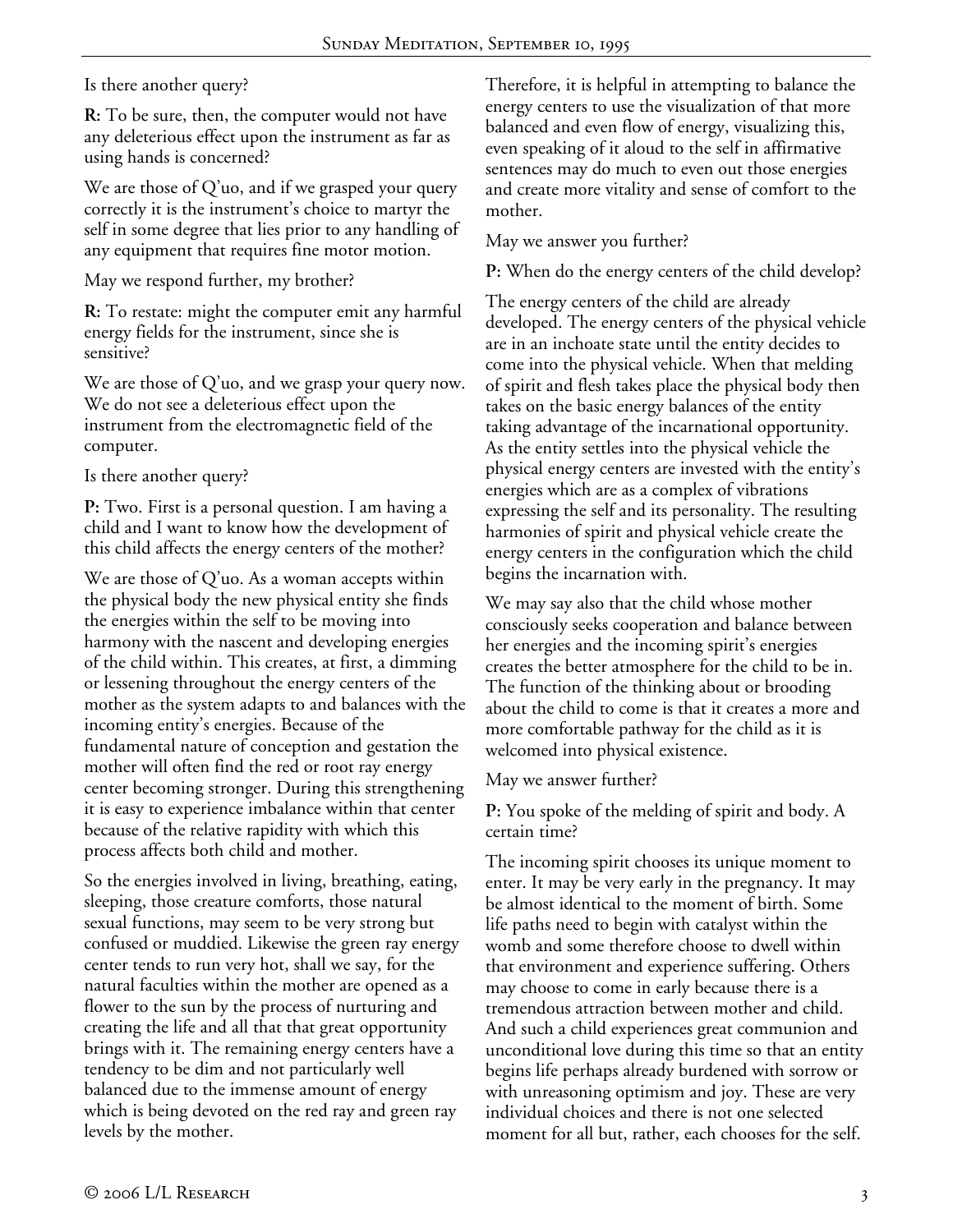Is there another query?

**R:** To be sure, then, the computer would not have any deleterious effect upon the instrument as far as using hands is concerned?

We are those of Q'uo, and if we grasped your query correctly it is the instrument's choice to martyr the self in some degree that lies prior to any handling of any equipment that requires fine motor motion.

May we respond further, my brother?

**R:** To restate: might the computer emit any harmful energy fields for the instrument, since she is sensitive?

We are those of Q'uo, and we grasp your query now. We do not see a deleterious effect upon the instrument from the electromagnetic field of the computer.

Is there another query?

**P:** Two. First is a personal question. I am having a child and I want to know how the development of this child affects the energy centers of the mother?

We are those of Q'uo. As a woman accepts within the physical body the new physical entity she finds the energies within the self to be moving into harmony with the nascent and developing energies of the child within. This creates, at first, a dimming or lessening throughout the energy centers of the mother as the system adapts to and balances with the incoming entity's energies. Because of the fundamental nature of conception and gestation the mother will often find the red or root ray energy center becoming stronger. During this strengthening it is easy to experience imbalance within that center because of the relative rapidity with which this process affects both child and mother.

So the energies involved in living, breathing, eating, sleeping, those creature comforts, those natural sexual functions, may seem to be very strong but confused or muddied. Likewise the green ray energy center tends to run very hot, shall we say, for the natural faculties within the mother are opened as a flower to the sun by the process of nurturing and creating the life and all that that great opportunity brings with it. The remaining energy centers have a tendency to be dim and not particularly well balanced due to the immense amount of energy which is being devoted on the red ray and green ray levels by the mother.

Therefore, it is helpful in attempting to balance the energy centers to use the visualization of that more balanced and even flow of energy, visualizing this, even speaking of it aloud to the self in affirmative sentences may do much to even out those energies and create more vitality and sense of comfort to the mother.

May we answer you further?

**P:** When do the energy centers of the child develop?

The energy centers of the child are already developed. The energy centers of the physical vehicle are in an inchoate state until the entity decides to come into the physical vehicle. When that melding of spirit and flesh takes place the physical body then takes on the basic energy balances of the entity taking advantage of the incarnational opportunity. As the entity settles into the physical vehicle the physical energy centers are invested with the entity's energies which are as a complex of vibrations expressing the self and its personality. The resulting harmonies of spirit and physical vehicle create the energy centers in the configuration which the child begins the incarnation with.

We may say also that the child whose mother consciously seeks cooperation and balance between her energies and the incoming spirit's energies creates the better atmosphere for the child to be in. The function of the thinking about or brooding about the child to come is that it creates a more and more comfortable pathway for the child as it is welcomed into physical existence.

May we answer further?

**P:** You spoke of the melding of spirit and body. A certain time?

The incoming spirit chooses its unique moment to enter. It may be very early in the pregnancy. It may be almost identical to the moment of birth. Some life paths need to begin with catalyst within the womb and some therefore choose to dwell within that environment and experience suffering. Others may choose to come in early because there is a tremendous attraction between mother and child. And such a child experiences great communion and unconditional love during this time so that an entity begins life perhaps already burdened with sorrow or with unreasoning optimism and joy. These are very individual choices and there is not one selected moment for all but, rather, each chooses for the self.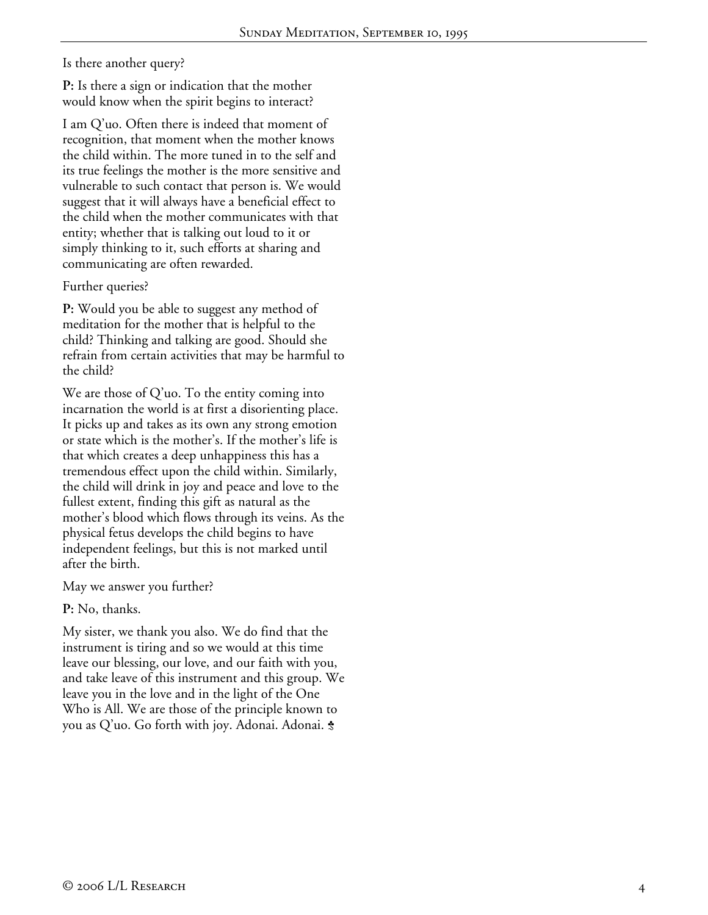Is there another query?

**P:** Is there a sign or indication that the mother would know when the spirit begins to interact?

I am Q'uo. Often there is indeed that moment of recognition, that moment when the mother knows the child within. The more tuned in to the self and its true feelings the mother is the more sensitive and vulnerable to such contact that person is. We would suggest that it will always have a beneficial effect to the child when the mother communicates with that entity; whether that is talking out loud to it or simply thinking to it, such efforts at sharing and communicating are often rewarded.

Further queries?

**P:** Would you be able to suggest any method of meditation for the mother that is helpful to the child? Thinking and talking are good. Should she refrain from certain activities that may be harmful to the child?

We are those of Q'uo. To the entity coming into incarnation the world is at first a disorienting place. It picks up and takes as its own any strong emotion or state which is the mother's. If the mother's life is that which creates a deep unhappiness this has a tremendous effect upon the child within. Similarly, the child will drink in joy and peace and love to the fullest extent, finding this gift as natural as the mother's blood which flows through its veins. As the physical fetus develops the child begins to have independent feelings, but this is not marked until after the birth.

May we answer you further?

**P:** No, thanks.

My sister, we thank you also. We do find that the instrument is tiring and so we would at this time leave our blessing, our love, and our faith with you, and take leave of this instrument and this group. We leave you in the love and in the light of the One Who is All. We are those of the principle known to you as Q'uo. Go forth with joy. Adonai. Adonai.